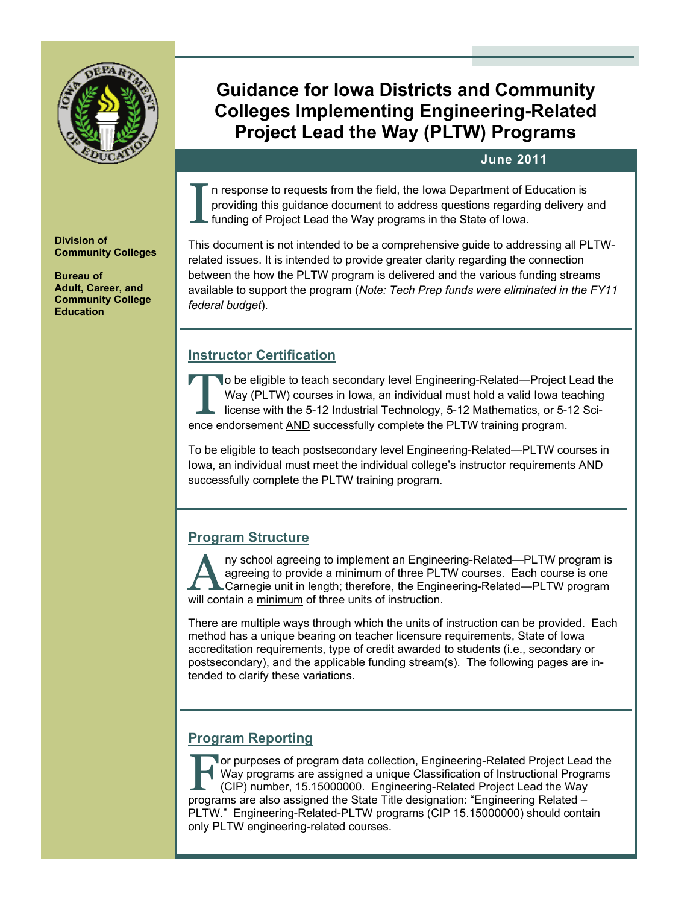Division of Community Colleges

Bureau of Adult, Career, and Community College Education

# Guidance for Iowa Districts and Community Colleges Implementing Engineering-Related Project Lead the Way (PLTW) Programs

**June 2011**

In response to requests from the field, the Iowa Department of Education is providing this guidance document to address questions regarding delivery and funding of Project Lead the Way programs in the State of Iowa.

This document is not intended to be a comprehensive guide to addressing all PLTW-related issues. It is intended to provide greater clarity regarding the connection between the how the PLTW program is delivered and the various funding streams available to support the program (*Note: Tech Prep funds were eliminated in the FY11 federal budget*).

## Instructor Certification

To be eligible to teach secondary level Engineering-Related—Project Lead the Way (PLTW) courses in Iowa, an individual must hold a valid Iowa teaching license with the 5-12 Industrial Technology, 5-12 Mathematics, or 5-12 Science endorsement AND successfully complete the PLTW training program.

To be eligible to teach postsecondary level Engineering-Related—PLTW courses in Iowa, an individual must meet the individual college's instructor requirements AND successfully complete the PLTW training program.

## Program Structure

Any school agreeing to implement an Engineering-Related—PLTW program is agreeing to provide a minimum of three PLTW courses. Each course is one Carnegie unit in length; therefore, the Engineering-Related—PLTW program will contain a minimum of three units of instruction.

There are multiple ways through which the units of instruction can be provided. Each method has a unique bearing on teacher licensure requirements, State of Iowa accreditation requirements, type of credit awarded to students (i.e., secondary or postsecondary), and the applicable funding stream(s). The following pages are intended to clarify these variations.

## Program Reporting

For purposes of program data collection, Engineering-Related Project Lead the Way programs are assigned a unique Classification of Instructional Programs (CIP) number, 15.15000000. Engineering-Related Project Lead the Way programs are also assigned the State Title designation: "Engineering Related – PLTW." Engineering-Related-PLTW programs (CIP 15.15000000) should contain only PLTW engineering-related courses.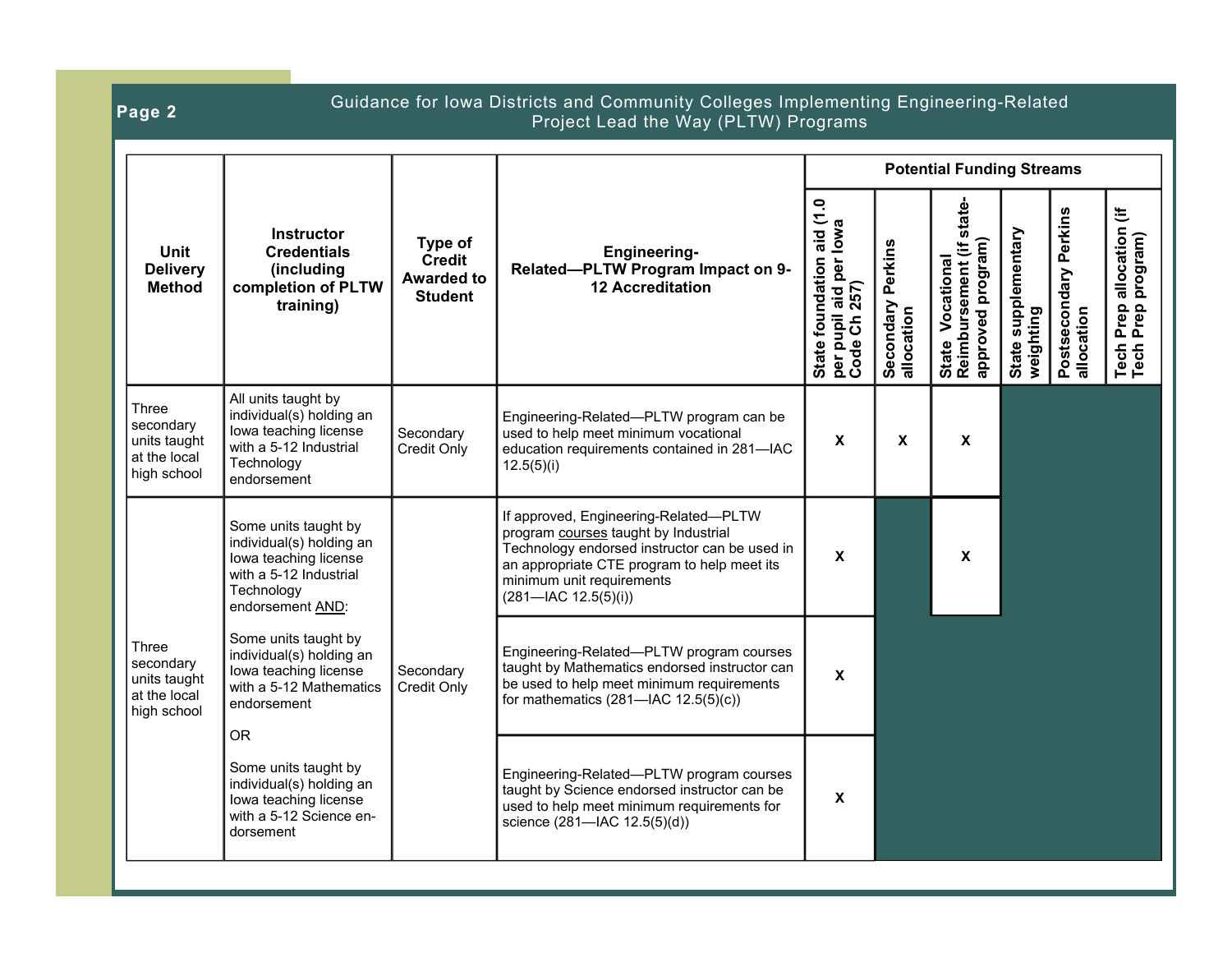| Unit Delivery Method | Instructor Credentials (including completion of PLTW training) | Type of Credit Awarded to Student | Engineering-Related—PLTW Program Impact on 9-12 Accreditation | Potential Funding Streams | | | | | |
|---|---|---|---|---|---|---|---|---|---|
| | | | | State foundation aid (1.0 per pupil aid per Iowa Code Ch 257) | Secondary Perkins allocation | State Vocational Reimbursement (if state-approved program) | State supplementary weighting | Postsecondary Perkins allocation | Tech Prep allocation (if Tech Prep program) |
| Three secondary units taught at the local high school | All units taught by individual(s) holding an Iowa teaching license with a 5-12 Industrial Technology endorsement | Secondary Credit Only | Engineering-Related—PLTW program can be used to help meet minimum vocational education requirements contained in 281—IAC 12.5(5)(i) | x | x | x | | | |
| Three secondary units taught at the local high school | Some units taught by individual(s) holding an Iowa teaching license with a 5-12 Industrial Technology endorsement AND: | Secondary Credit Only | If approved, Engineering-Related—PLTW program courses taught by Industrial Technology endorsed instructor can be used in an appropriate CTE program to help meet its minimum unit requirements (281—IAC 12.5(5)(i)) | x | | x | | | |
| | Some units taught by individual(s) holding an Iowa teaching license with a 5-12 Mathematics endorsement | | Engineering-Related—PLTW program courses taught by Mathematics endorsed instructor can be used to help meet minimum requirements for mathematics (281—IAC 12.5(5)(c)) | x | | | | | |
| | OR Some units taught by individual(s) holding an Iowa teaching license with a 5-12 Science endorsement | | Engineering-Related—PLTW program courses taught by Science endorsed instructor can be used to help meet minimum requirements for science (281—IAC 12.5(5)(d)) | x | | | | | |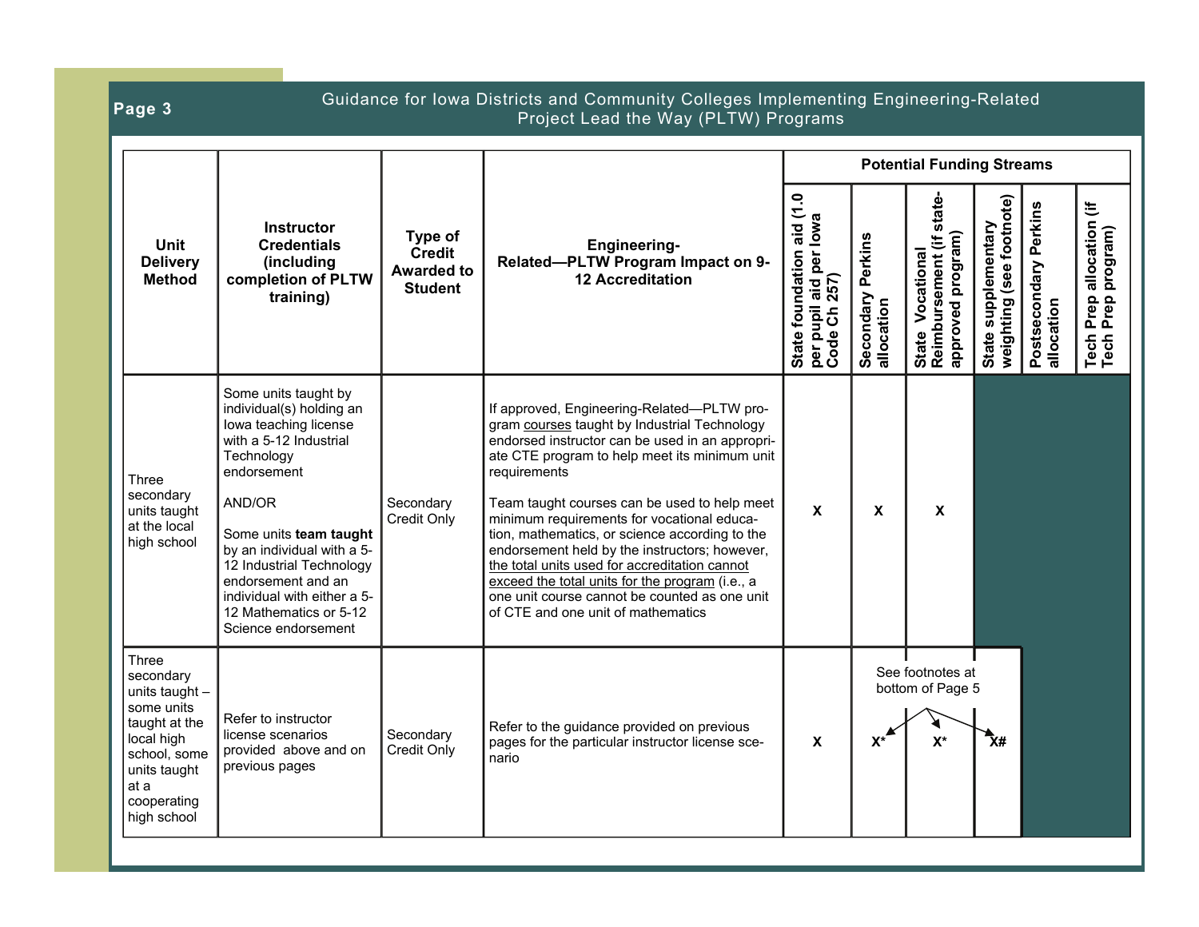| Unit Delivery Method | Instructor Credentials (including completion of PLTW training) | Type of Credit Awarded to Student | Engineering-Related—PLTW Program Impact on 9-12 Accreditation | Potential Funding Streams | | | | | |
|---|---|---|---|---|---|---|---|---|---|
| | | | | State foundation aid (1.0 per pupil aid per Iowa Code Ch 257) | Secondary Perkins allocation | State Vocational Reimbursement (if state-approved program) | State supplementary weighting (see footnote) | Postsecondary Perkins allocation | Tech Prep allocation (if Tech Prep program) |
| Three secondary units taught at the local high school | Some units taught by individual(s) holding an Iowa teaching license with a 5-12 Industrial Technology endorsement<br><br>AND/OR<br><br>Some units **team taught** by an individual with a 5-12 Industrial Technology endorsement and an individual with either a 5-12 Mathematics or 5-12 Science endorsement | Secondary Credit Only | If approved, Engineering-Related—PLTW program courses taught by Industrial Technology endorsed instructor can be used in an appropriate CTE program to help meet its minimum unit requirements<br><br>Team taught courses can be used to help meet minimum requirements for vocational education, mathematics, or science according to the endorsement held by the instructors; however, the total units used for accreditation cannot exceed the total units for the program (i.e., a one unit course cannot be counted as one unit of CTE and one unit of mathematics | X | X | X | | | |
| Three secondary units taught – some units taught at the local high school, some units taught at a cooperating high school | Refer to instructor license scenarios provided above and on previous pages | Secondary Credit Only | Refer to the guidance provided on previous pages for the particular instructor license scenario | X | X* | X* | X# | | |

See footnotes at bottom of Page 5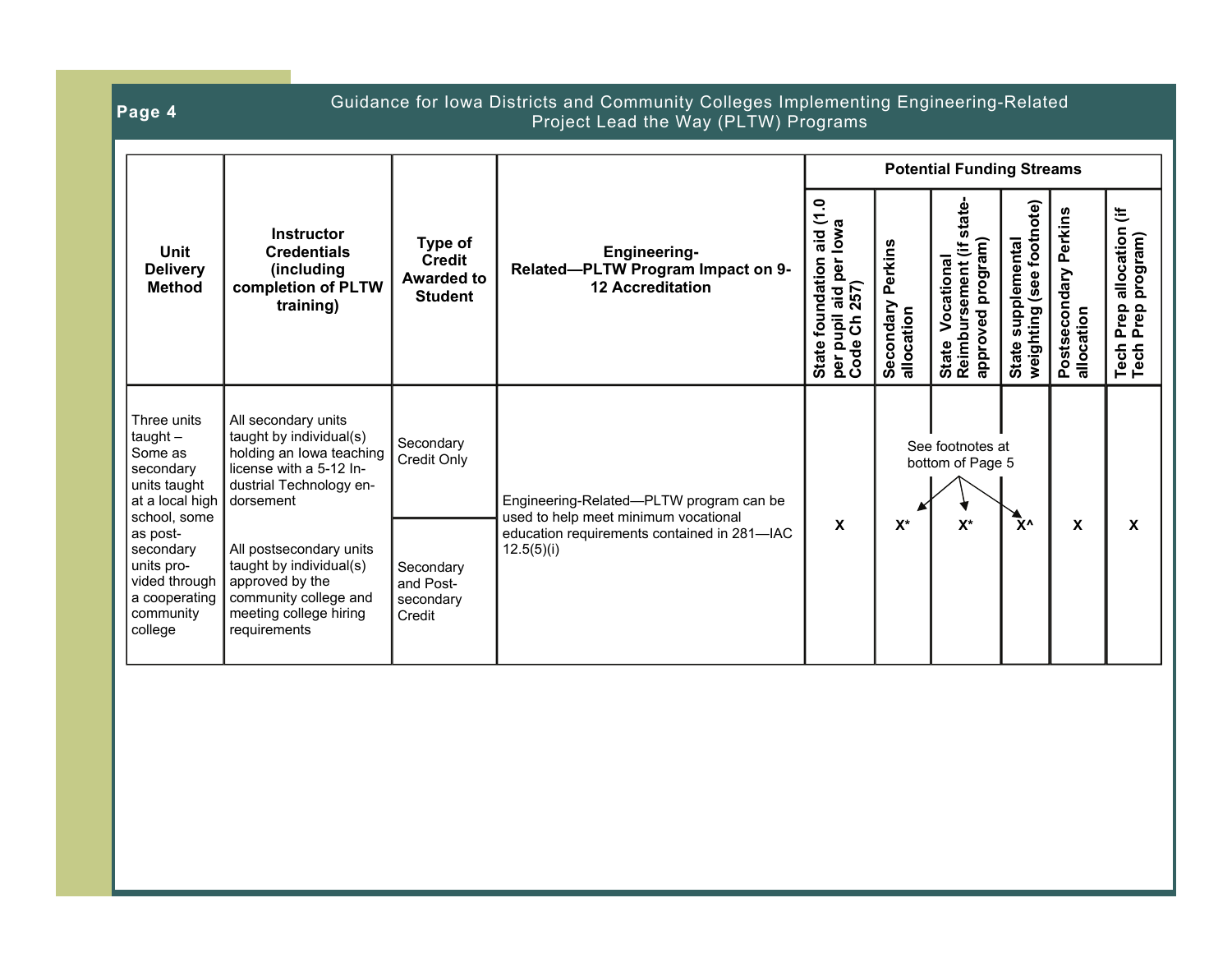| Unit Delivery Method | Instructor Credentials (including completion of PLTW training) | Type of Credit Awarded to Student | Engineering-Related—PLTW Program Impact on 9-12 Accreditation | Potential Funding Streams | | | | | |
|---|---|---|---|---|---|---|---|---|---|
| | | | | State foundation aid (1.0 per pupil aid per Iowa Code Ch 257) | Secondary Perkins allocation | State Vocational Reimbursement (if state-approved program) | State supplemental weighting (see footnote) | Postsecondary Perkins allocation | Tech Prep allocation (if Tech Prep program) |
| Three units taught – Some as secondary units taught at a local high school, some as post-secondary units provided through a cooperating community college | All secondary units taught by individual(s) holding an Iowa teaching license with a 5-12 Industrial Technology endorsement<br><br>All postsecondary units taught by individual(s) approved by the community college and meeting college hiring requirements | Secondary Credit Only<br><br>Secondary and Post-secondary Credit | Engineering-Related—PLTW program can be used to help meet minimum vocational education requirements contained in 281—IAC 12.5(5)(i) | X | X* | X* | X^ | X | X |

See footnotes at bottom of Page 5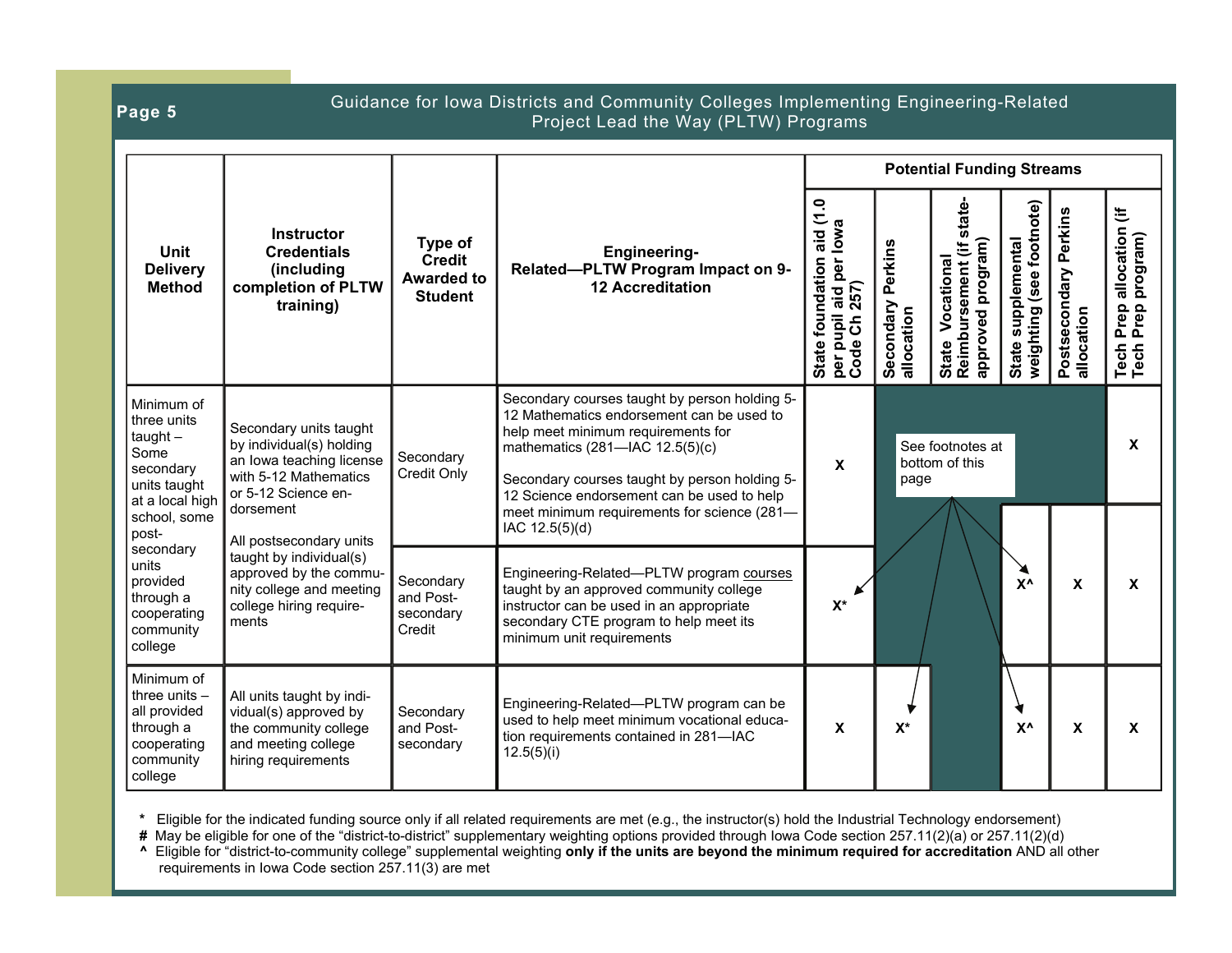| Unit Delivery Method | Instructor Credentials (including completion of PLTW training) | Type of Credit Awarded to Student | Engineering-Related—PLTW Program Impact on 9-12 Accreditation | Potential Funding Streams: State foundation aid (1.0 per pupil aid per Iowa Code Ch 257) | Secondary Perkins allocation | State Vocational Reimbursement (if state-approved program) | State supplemental weighting (see footnote) | Postsecondary Perkins allocation | Tech Prep allocation (if Tech Prep program) |
|---|---|---|---|---|---|---|---|---|---|
| Minimum of three units taught – Some secondary units taught at a local high school, some post-secondary units provided through a cooperating community college | Secondary units taught by individual(s) holding an Iowa teaching license with 5-12 Mathematics or 5-12 Science endorsement<br><br>All postsecondary units taught by individual(s) approved by the community college and meeting college hiring requirements | Secondary Credit Only | Secondary courses taught by person holding 5-12 Mathematics endorsement can be used to help meet minimum requirements for mathematics (281—IAC 12.5(5)(c)<br><br>Secondary courses taught by person holding 5-12 Science endorsement can be used to help meet minimum requirements for science (281—IAC 12.5(5)(d) | X | See footnotes at bottom of this page | | | | X |
| | | Secondary and Post-secondary Credit | Engineering-Related—PLTW program courses taught by an approved community college instructor can be used in an appropriate secondary CTE program to help meet its minimum unit requirements | X* | | | X^ | X | X |
| Minimum of three units – all provided through a cooperating community college | All units taught by individual(s) approved by the community college and meeting college hiring requirements | Secondary and Post-secondary | Engineering-Related—PLTW program can be used to help meet minimum vocational education requirements contained in 281—IAC 12.5(5)(i) | X | X* | | X^ | X | X |

**\*** Eligible for the indicated funding source only if all related requirements are met (e.g., the instructor(s) hold the Industrial Technology endorsement)

**#** May be eligible for one of the "district-to-district" supplementary weighting options provided through Iowa Code section 257.11(2)(a) or 257.11(2)(d)

**^** Eligible for "district-to-community college" supplemental weighting **only if the units are beyond the minimum required for accreditation** AND all other requirements in Iowa Code section 257.11(3) are met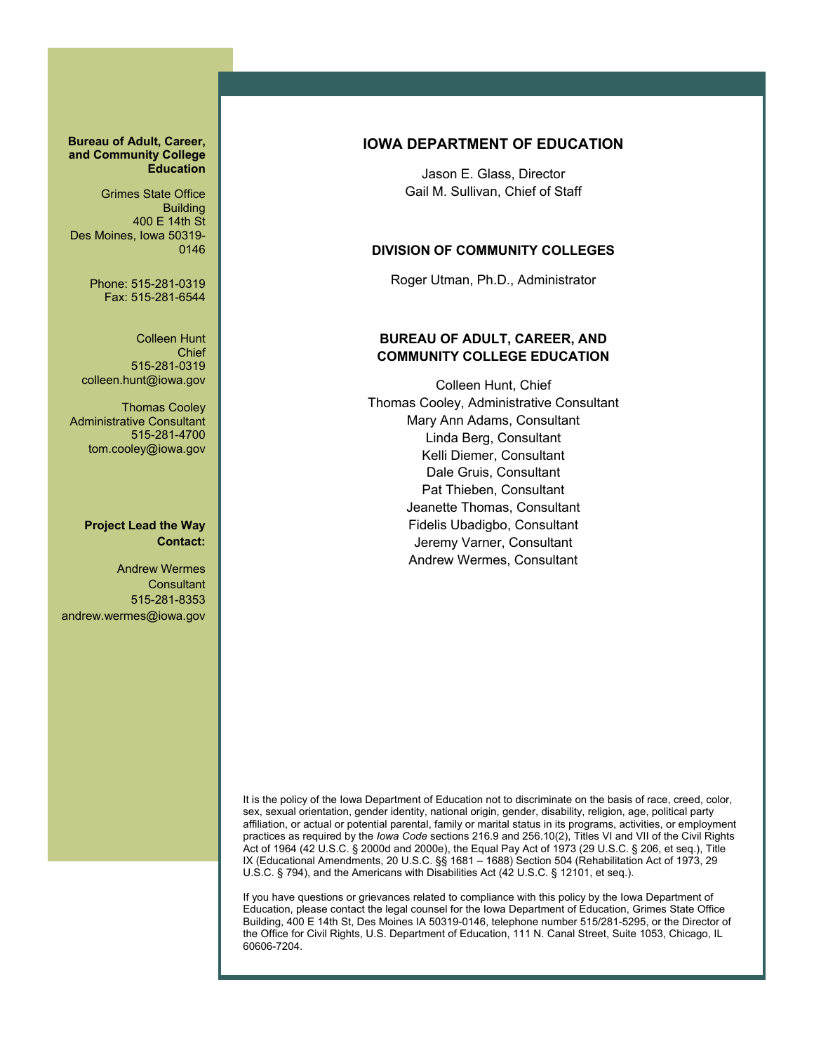**Bureau of Adult, Career, and Community College Education**

Grimes State Office Building
400 E 14th St
Des Moines, Iowa 50319-0146

Phone: 515-281-0319
Fax: 515-281-6544

Colleen Hunt
Chief
515-281-0319
colleen.hunt@iowa.gov

Thomas Cooley
Administrative Consultant
515-281-4700
tom.cooley@iowa.gov

**Project Lead the Way Contact:**

Andrew Wermes
Consultant
515-281-8353
andrew.wermes@iowa.gov

## IOWA DEPARTMENT OF EDUCATION

Jason E. Glass, Director
Gail M. Sullivan, Chief of Staff

## DIVISION OF COMMUNITY COLLEGES

Roger Utman, Ph.D., Administrator

## BUREAU OF ADULT, CAREER, AND COMMUNITY COLLEGE EDUCATION

Colleen Hunt, Chief
Thomas Cooley, Administrative Consultant
Mary Ann Adams, Consultant
Linda Berg, Consultant
Kelli Diemer, Consultant
Dale Gruis, Consultant
Pat Thieben, Consultant
Jeanette Thomas, Consultant
Fidelis Ubadigbo, Consultant
Jeremy Varner, Consultant
Andrew Wermes, Consultant

It is the policy of the Iowa Department of Education not to discriminate on the basis of race, creed, color, sex, sexual orientation, gender identity, national origin, gender, disability, religion, age, political party affiliation, or actual or potential parental, family or marital status in its programs, activities, or employment practices as required by the *Iowa Code* sections 216.9 and 256.10(2), Titles VI and VII of the Civil Rights Act of 1964 (42 U.S.C. § 2000d and 2000e), the Equal Pay Act of 1973 (29 U.S.C. § 206, et seq.), Title IX (Educational Amendments, 20 U.S.C. §§ 1681 – 1688) Section 504 (Rehabilitation Act of 1973, 29 U.S.C. § 794), and the Americans with Disabilities Act (42 U.S.C. § 12101, et seq.).

If you have questions or grievances related to compliance with this policy by the Iowa Department of Education, please contact the legal counsel for the Iowa Department of Education, Grimes State Office Building, 400 E 14th St, Des Moines IA 50319-0146, telephone number 515/281-5295, or the Director of the Office for Civil Rights, U.S. Department of Education, 111 N. Canal Street, Suite 1053, Chicago, IL 60606-7204.